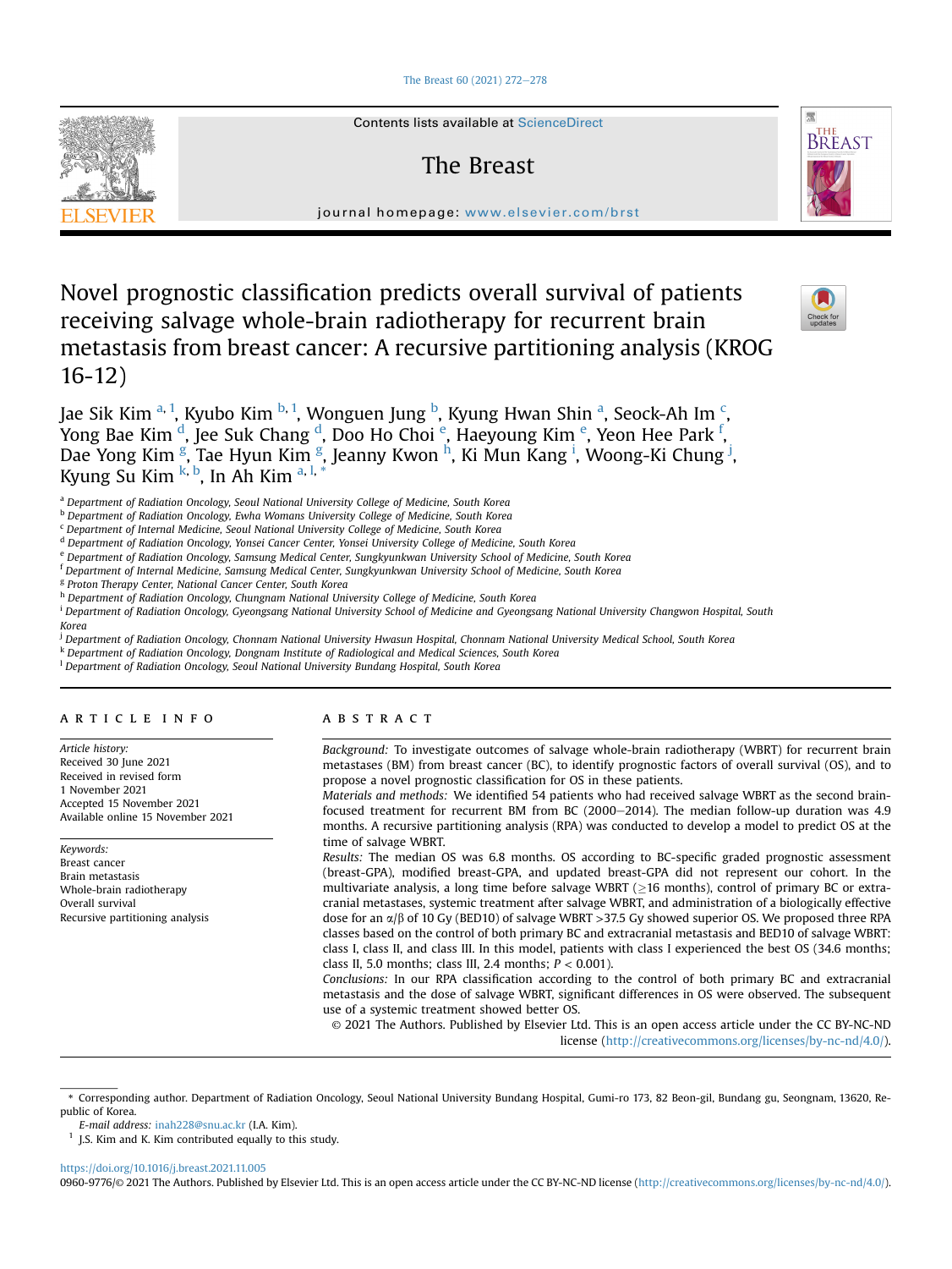# Novel prognostic classification predicts overall survival of patients receiving salvage whole-brain radiotherapy for recurrent brain metastasis from breast cancer: A recursive partitioning analysis (KROG 16-12)

Jae Sik Kim [a,1], Kyubo Kim [b,1], Wonguen Jung [b], Kyung Hwan Shin [a], Seock-Ah Im [c], Yong Bae Kim [d], Jee Suk Chang [d], Doo Ho Choi [e], Haeyoung Kim [e], Yeon Hee Park [f], Dae Yong Kim [g], Tae Hyun Kim [g], Jeanny Kwon [h], Ki Mun Kang [i], Woong-Ki Chung [j], Kyung Su Kim [k,b], In Ah Kim [a,l,*]

[a] Department of Radiation Oncology, Seoul National University College of Medicine, South Korea
[b] Department of Radiation Oncology, Ewha Womans University College of Medicine, South Korea
[c] Department of Internal Medicine, Seoul National University College of Medicine, South Korea
[d] Department of Radiation Oncology, Yonsei Cancer Center, Yonsei University College of Medicine, South Korea
[e] Department of Radiation Oncology, Samsung Medical Center, Sungkyunkwan University School of Medicine, South Korea
[f] Department of Internal Medicine, Samsung Medical Center, Sungkyunkwan University School of Medicine, South Korea
[g] Proton Therapy Center, National Cancer Center, South Korea
[h] Department of Radiation Oncology, Chungnam National University College of Medicine, South Korea
[i] Department of Radiation Oncology, Gyeongsang National University School of Medicine and Gyeongsang National University Changwon Hospital, South Korea
[j] Department of Radiation Oncology, Chonnam National University Hwasun Hospital, Chonnam National University Medical School, South Korea
[k] Department of Radiation Oncology, Dongnam Institute of Radiological and Medical Sciences, South Korea
[l] Department of Radiation Oncology, Seoul National University Bundang Hospital, South Korea

## ARTICLE INFO

*Article history:*
Received 30 June 2021
Received in revised form
1 November 2021
Accepted 15 November 2021
Available online 15 November 2021

*Keywords:*
Breast cancer
Brain metastasis
Whole-brain radiotherapy
Overall survival
Recursive partitioning analysis

## ABSTRACT

*Background:* To investigate outcomes of salvage whole-brain radiotherapy (WBRT) for recurrent brain metastases (BM) from breast cancer (BC), to identify prognostic factors of overall survival (OS), and to propose a novel prognostic classification for OS in these patients.

*Materials and methods:* We identified 54 patients who had received salvage WBRT as the second brain-focused treatment for recurrent BM from BC (2000–2014). The median follow-up duration was 4.9 months. A recursive partitioning analysis (RPA) was conducted to develop a model to predict OS at the time of salvage WBRT.

*Results:* The median OS was 6.8 months. OS according to BC-specific graded prognostic assessment (breast-GPA), modified breast-GPA, and updated breast-GPA did not represent our cohort. In the multivariate analysis, a long time before salvage WBRT ($\geq$16 months), control of primary BC or extracranial metastases, systemic treatment after salvage WBRT, and administration of a biologically effective dose for an $\alpha/\beta$ of 10 Gy (BED10) of salvage WBRT >37.5 Gy showed superior OS. We proposed three RPA classes based on the control of both primary BC and extracranial metastasis and BED10 of salvage WBRT: class I, class II, and class III. In this model, patients with class I experienced the best OS (34.6 months; class II, 5.0 months; class III, 2.4 months; $P < 0.001$).

*Conclusions:* In our RPA classification according to the control of both primary BC and extracranial metastasis and the dose of salvage WBRT, significant differences in OS were observed. The subsequent use of a systemic treatment showed better OS.

© 2021 The Authors. Published by Elsevier Ltd. This is an open access article under the CC BY-NC-ND license (http://creativecommons.org/licenses/by-nc-nd/4.0/).

---

\* Corresponding author. Department of Radiation Oncology, Seoul National University Bundang Hospital, Gumi-ro 173, 82 Beon-gil, Bundang gu, Seongnam, 13620, Republic of Korea.

*E-mail address:* inah228@snu.ac.kr (I.A. Kim).

[1] J.S. Kim and K. Kim contributed equally to this study.

https://doi.org/10.1016/j.breast.2021.11.005
0960-9776/© 2021 The Authors. Published by Elsevier Ltd. This is an open access article under the CC BY-NC-ND license (http://creativecommons.org/licenses/by-nc-nd/4.0/).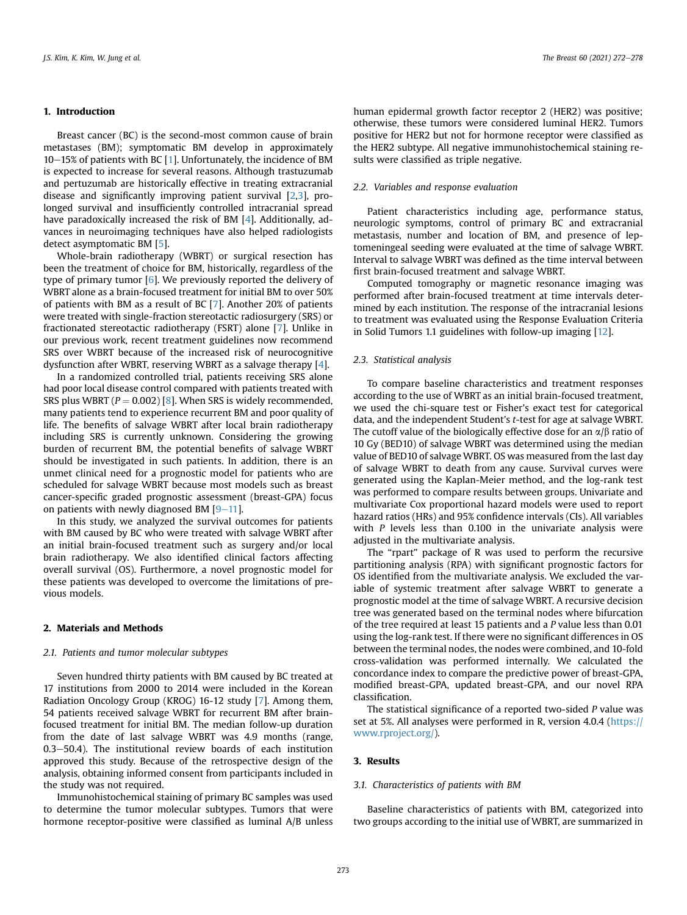## 1. Introduction

Breast cancer (BC) is the second-most common cause of brain metastases (BM); symptomatic BM develop in approximately 10−15% of patients with BC [1]. Unfortunately, the incidence of BM is expected to increase for several reasons. Although trastuzumab and pertuzumab are historically effective in treating extracranial disease and significantly improving patient survival [2,3], prolonged survival and insufficiently controlled intracranial spread have paradoxically increased the risk of BM [4]. Additionally, advances in neuroimaging techniques have also helped radiologists detect asymptomatic BM [5].

Whole-brain radiotherapy (WBRT) or surgical resection has been the treatment of choice for BM, historically, regardless of the type of primary tumor [6]. We previously reported the delivery of WBRT alone as a brain-focused treatment for initial BM to over 50% of patients with BM as a result of BC [7]. Another 20% of patients were treated with single-fraction stereotactic radiosurgery (SRS) or fractionated stereotactic radiotherapy (FSRT) alone [7]. Unlike in our previous work, recent treatment guidelines now recommend SRS over WBRT because of the increased risk of neurocognitive dysfunction after WBRT, reserving WBRT as a salvage therapy [4].

In a randomized controlled trial, patients receiving SRS alone had poor local disease control compared with patients treated with SRS plus WBRT ($P = 0.002$) [8]. When SRS is widely recommended, many patients tend to experience recurrent BM and poor quality of life. The benefits of salvage WBRT after local brain radiotherapy including SRS is currently unknown. Considering the growing burden of recurrent BM, the potential benefits of salvage WBRT should be investigated in such patients. In addition, there is an unmet clinical need for a prognostic model for patients who are scheduled for salvage WBRT because most models such as breast cancer-specific graded prognostic assessment (breast-GPA) focus on patients with newly diagnosed BM [9−11].

In this study, we analyzed the survival outcomes for patients with BM caused by BC who were treated with salvage WBRT after an initial brain-focused treatment such as surgery and/or local brain radiotherapy. We also identified clinical factors affecting overall survival (OS). Furthermore, a novel prognostic model for these patients was developed to overcome the limitations of previous models.

## 2. Materials and Methods

### 2.1. Patients and tumor molecular subtypes

Seven hundred thirty patients with BM caused by BC treated at 17 institutions from 2000 to 2014 were included in the Korean Radiation Oncology Group (KROG) 16-12 study [7]. Among them, 54 patients received salvage WBRT for recurrent BM after brain-focused treatment for initial BM. The median follow-up duration from the date of last salvage WBRT was 4.9 months (range, 0.3−50.4). The institutional review boards of each institution approved this study. Because of the retrospective design of the analysis, obtaining informed consent from participants included in the study was not required.

Immunohistochemical staining of primary BC samples was used to determine the tumor molecular subtypes. Tumors that were hormone receptor-positive were classified as luminal A/B unless human epidermal growth factor receptor 2 (HER2) was positive; otherwise, these tumors were considered luminal HER2. Tumors positive for HER2 but not for hormone receptor were classified as the HER2 subtype. All negative immunohistochemical staining results were classified as triple negative.

### 2.2. Variables and response evaluation

Patient characteristics including age, performance status, neurologic symptoms, control of primary BC and extracranial metastasis, number and location of BM, and presence of leptomeningeal seeding were evaluated at the time of salvage WBRT. Interval to salvage WBRT was defined as the time interval between first brain-focused treatment and salvage WBRT.

Computed tomography or magnetic resonance imaging was performed after brain-focused treatment at time intervals determined by each institution. The response of the intracranial lesions to treatment was evaluated using the Response Evaluation Criteria in Solid Tumors 1.1 guidelines with follow-up imaging [12].

### 2.3. Statistical analysis

To compare baseline characteristics and treatment responses according to the use of WBRT as an initial brain-focused treatment, we used the chi-square test or Fisher's exact test for categorical data, and the independent Student's *t*-test for age at salvage WBRT. The cutoff value of the biologically effective dose for an $\alpha/\beta$ ratio of 10 Gy (BED10) of salvage WBRT was determined using the median value of BED10 of salvage WBRT. OS was measured from the last day of salvage WBRT to death from any cause. Survival curves were generated using the Kaplan-Meier method, and the log-rank test was performed to compare results between groups. Univariate and multivariate Cox proportional hazard models were used to report hazard ratios (HRs) and 95% confidence intervals (CIs). All variables with *P* levels less than 0.100 in the univariate analysis were adjusted in the multivariate analysis.

The "rpart" package of R was used to perform the recursive partitioning analysis (RPA) with significant prognostic factors for OS identified from the multivariate analysis. We excluded the variable of systemic treatment after salvage WBRT to generate a prognostic model at the time of salvage WBRT. A recursive decision tree was generated based on the terminal nodes where bifurcation of the tree required at least 15 patients and a *P* value less than 0.01 using the log-rank test. If there were no significant differences in OS between the terminal nodes, the nodes were combined, and 10-fold cross-validation was performed internally. We calculated the concordance index to compare the predictive power of breast-GPA, modified breast-GPA, updated breast-GPA, and our novel RPA classification.

The statistical significance of a reported two-sided *P* value was set at 5%. All analyses were performed in R, version 4.0.4 (https://www.rproject.org/).

## 3. Results

### 3.1. Characteristics of patients with BM

Baseline characteristics of patients with BM, categorized into two groups according to the initial use of WBRT, are summarized in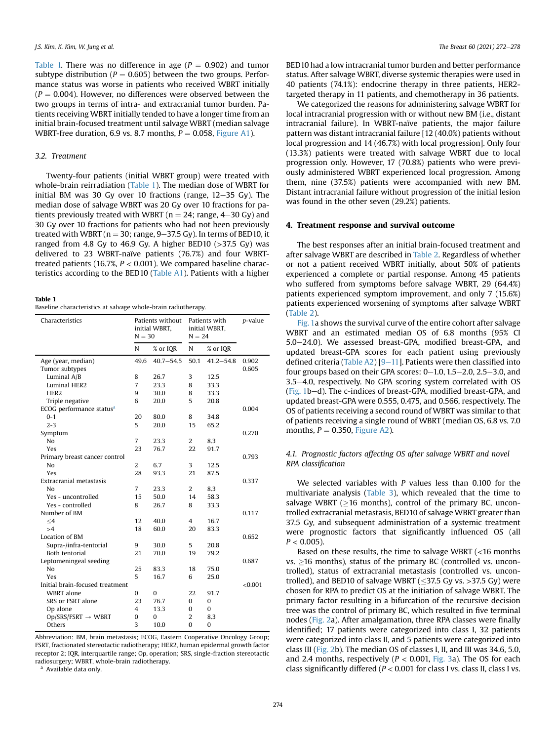Table 1. There was no difference in age ($P = 0.902$) and tumor subtype distribution ($P = 0.605$) between the two groups. Performance status was worse in patients who received WBRT initially ($P = 0.004$). However, no differences were observed between the two groups in terms of intra- and extracranial tumor burden. Patients receiving WBRT initially tended to have a longer time from an initial brain-focused treatment until salvage WBRT (median salvage WBRT-free duration, 6.9 vs. 8.7 months, $P = 0.058$, Figure A1).

### 3.2. Treatment

Twenty-four patients (initial WBRT group) were treated with whole-brain reirradiation (Table 1). The median dose of WBRT for initial BM was 30 Gy over 10 fractions (range, 12–35 Gy). The median dose of salvage WBRT was 20 Gy over 10 fractions for patients previously treated with WBRT (n = 24; range, 4–30 Gy) and 30 Gy over 10 fractions for patients who had not been previously treated with WBRT (n = 30; range, 9–37.5 Gy). In terms of BED10, it ranged from 4.8 Gy to 46.9 Gy. A higher BED10 (>37.5 Gy) was delivered to 23 WBRT-naïve patients (76.7%) and four WBRT-treated patients (16.7%, $P < 0.001$). We compared baseline characteristics according to the BED10 (Table A1). Patients with a higher BED10 had a low intracranial tumor burden and better performance status. After salvage WBRT, diverse systemic therapies were used in 40 patients (74.1%): endocrine therapy in three patients, HER2-targeted therapy in 11 patients, and chemotherapy in 36 patients.

We categorized the reasons for administering salvage WBRT for local intracranial progression with or without new BM (i.e., distant intracranial failure). In WBRT-naïve patients, the major failure pattern was distant intracranial failure [12 (40.0%) patients without local progression and 14 (46.7%) with local progression]. Only four (13.3%) patients were treated with salvage WBRT due to local progression only. However, 17 (70.8%) patients who were previously administered WBRT experienced local progression. Among them, nine (37.5%) patients were accompanied with new BM. Distant intracranial failure without progression of the initial lesion was found in the other seven (29.2%) patients.

**Table 1**
Baseline characteristics at salvage whole-brain radiotherapy.

| Characteristics | Patients without initial WBRT, N = 30 | | Patients with initial WBRT, N = 24 | | p-value |
|---|---|---|---|---|---|
| | N | % or IQR | N | % or IQR | |
| Age (year, median) | 49.6 | 40.7–54.5 | 50.1 | 41.2–54.8 | 0.902 |
| Tumor subtypes | | | | | 0.605 |
| Luminal A/B | 8 | 26.7 | 3 | 12.5 | |
| Luminal HER2 | 7 | 23.3 | 8 | 33.3 | |
| HER2 | 9 | 30.0 | 8 | 33.3 | |
| Triple negative | 6 | 20.0 | 5 | 20.8 | |
| ECOG performance status[a] | | | | | 0.004 |
| 0-1 | 20 | 80.0 | 8 | 34.8 | |
| 2-3 | 5 | 20.0 | 15 | 65.2 | |
| Symptom | | | | | 0.270 |
| No | 7 | 23.3 | 2 | 8.3 | |
| Yes | 23 | 76.7 | 22 | 91.7 | |
| Primary breast cancer control | | | | | 0.793 |
| No | 2 | 6.7 | 3 | 12.5 | |
| Yes | 28 | 93.3 | 21 | 87.5 | |
| Extracranial metastasis | | | | | 0.337 |
| No | 7 | 23.3 | 2 | 8.3 | |
| Yes - uncontrolled | 15 | 50.0 | 14 | 58.3 | |
| Yes - controlled | 8 | 26.7 | 8 | 33.3 | |
| Number of BM | | | | | 0.117 |
| ≤4 | 12 | 40.0 | 4 | 16.7 | |
| >4 | 18 | 60.0 | 20 | 83.3 | |
| Location of BM | | | | | 0.652 |
| Supra-/infra-tentorial | 9 | 30.0 | 5 | 20.8 | |
| Both tentorial | 21 | 70.0 | 19 | 79.2 | |
| Leptomeningeal seeding | | | | | 0.687 |
| No | 25 | 83.3 | 18 | 75.0 | |
| Yes | 5 | 16.7 | 6 | 25.0 | |
| Initial brain-focused treatment | | | | | <0.001 |
| WBRT alone | 0 | 0 | 22 | 91.7 | |
| SRS or FSRT alone | 23 | 76.7 | 0 | 0 | |
| Op alone | 4 | 13.3 | 0 | 0 | |
| Op/SRS/FSRT → WBRT | 0 | 0 | 2 | 8.3 | |
| Others | 3 | 10.0 | 0 | 0 | |

Abbreviation: BM, brain metastasis; ECOG, Eastern Cooperative Oncology Group; FSRT, fractionated stereotactic radiotherapy; HER2, human epidermal growth factor receptor 2; IQR, interquartile range; Op, operation; SRS, single-fraction stereotactic radiosurgery; WBRT, whole-brain radiotherapy.
[a] Available data only.

## 4. Treatment response and survival outcome

The best responses after an initial brain-focused treatment and after salvage WBRT are described in Table 2. Regardless of whether or not a patient received WBRT initially, about 50% of patients experienced a complete or partial response. Among 45 patients who suffered from symptoms before salvage WBRT, 29 (64.4%) patients experienced symptom improvement, and only 7 (15.6%) patients experienced worsening of symptoms after salvage WBRT (Table 2).

Fig. 1a shows the survival curve of the entire cohort after salvage WBRT and an estimated median OS of 6.8 months (95% CI 5.0–24.0). We assessed breast-GPA, modified breast-GPA, and updated breast-GPA scores for each patient using previously defined criteria (Table A2) [9–11]. Patients were then classified into four groups based on their GPA scores: 0–1.0, 1.5–2.0, 2.5–3.0, and 3.5–4.0, respectively. No GPA scoring system correlated with OS (Fig. 1b–d). The c-indices of breast-GPA, modified breast-GPA, and updated breast-GPA were 0.555, 0.475, and 0.566, respectively. The OS of patients receiving a second round of WBRT was similar to that of patients receiving a single round of WBRT (median OS, 6.8 vs. 7.0 months, $P = 0.350$, Figure A2).

### 4.1. Prognostic factors affecting OS after salvage WBRT and novel RPA classification

We selected variables with P values less than 0.100 for the multivariate analysis (Table 3), which revealed that the time to salvage WBRT (≥16 months), control of the primary BC, uncontrolled extracranial metastasis, BED10 of salvage WBRT greater than 37.5 Gy, and subsequent administration of a systemic treatment were prognostic factors that significantly influenced OS (all $P < 0.005$).

Based on these results, the time to salvage WBRT (<16 months vs. ≥16 months), status of the primary BC (controlled vs. uncontrolled), status of extracranial metastasis (controlled vs. uncontrolled), and BED10 of salvage WBRT (≤37.5 Gy vs. >37.5 Gy) were chosen for RPA to predict OS at the initiation of salvage WBRT. The primary factor resulting in a bifurcation of the recursive decision tree was the control of primary BC, which resulted in five terminal nodes (Fig. 2a). After amalgamation, three RPA classes were finally identified; 17 patients were categorized into class I, 32 patients were categorized into class II, and 5 patients were categorized into class III (Fig. 2b). The median OS of classes I, II, and III was 34.6, 5.0, and 2.4 months, respectively ($P < 0.001$, Fig. 3a). The OS for each class significantly differed ($P < 0.001$ for class I vs. class II, class I vs.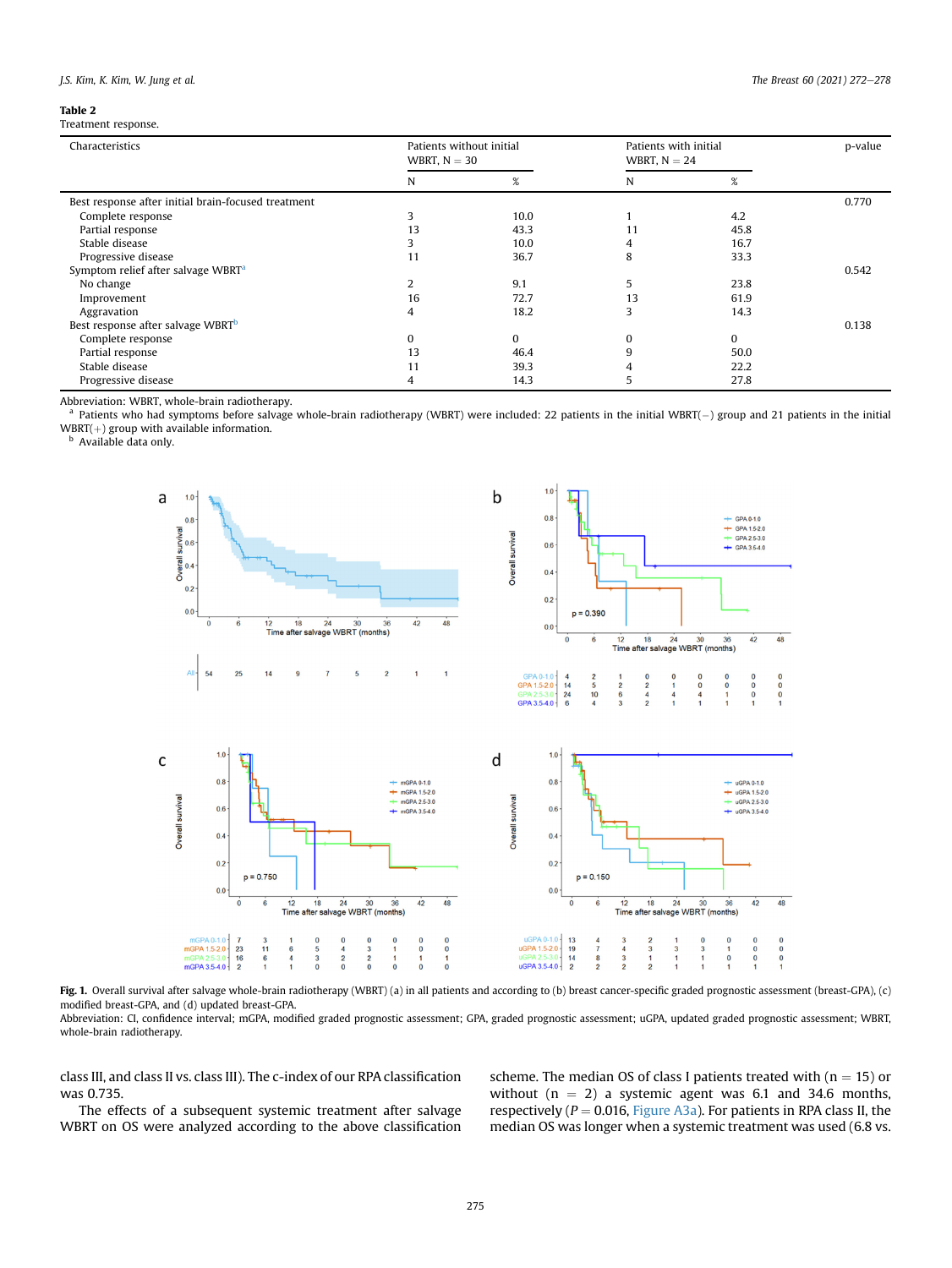**Table 2**
Treatment response.

| Characteristics | Patients without initial WBRT, N = 30 | | Patients with initial WBRT, N = 24 | | p-value |
|---|---|---|---|---|---|
| | N | % | N | % | |
| Best response after initial brain-focused treatment | | | | | 0.770 |
| Complete response | 3 | 10.0 | 1 | 4.2 | |
| Partial response | 13 | 43.3 | 11 | 45.8 | |
| Stable disease | 3 | 10.0 | 4 | 16.7 | |
| Progressive disease | 11 | 36.7 | 8 | 33.3 | |
| Symptom relief after salvage WBRT[a] | | | | | 0.542 |
| No change | 2 | 9.1 | 5 | 23.8 | |
| Improvement | 16 | 72.7 | 13 | 61.9 | |
| Aggravation | 4 | 18.2 | 3 | 14.3 | |
| Best response after salvage WBRT[b] | | | | | 0.138 |
| Complete response | 0 | 0 | 0 | 0 | |
| Partial response | 13 | 46.4 | 9 | 50.0 | |
| Stable disease | 11 | 39.3 | 4 | 22.2 | |
| Progressive disease | 4 | 14.3 | 5 | 27.8 | |

Abbreviation: WBRT, whole-brain radiotherapy.
[a] Patients who had symptoms before salvage whole-brain radiotherapy (WBRT) were included: 22 patients in the initial WBRT(−) group and 21 patients in the initial WBRT(+) group with available information.
[b] Available data only.

**Fig. 1.** Overall survival after salvage whole-brain radiotherapy (WBRT) (a) in all patients and according to (b) breast cancer-specific graded prognostic assessment (breast-GPA), (c) modified breast-GPA, and (d) updated breast-GPA.
Abbreviation: CI, confidence interval; mGPA, modified graded prognostic assessment; GPA, graded prognostic assessment; uGPA, updated graded prognostic assessment; WBRT, whole-brain radiotherapy.

class III, and class II vs. class III). The c-index of our RPA classification was 0.735.

The effects of a subsequent systemic treatment after salvage WBRT on OS were analyzed according to the above classification scheme. The median OS of class I patients treated with (n = 15) or without (n = 2) a systemic agent was 6.1 and 34.6 months, respectively ($P = 0.016$, Figure A3a). For patients in RPA class II, the median OS was longer when a systemic treatment was used (6.8 vs.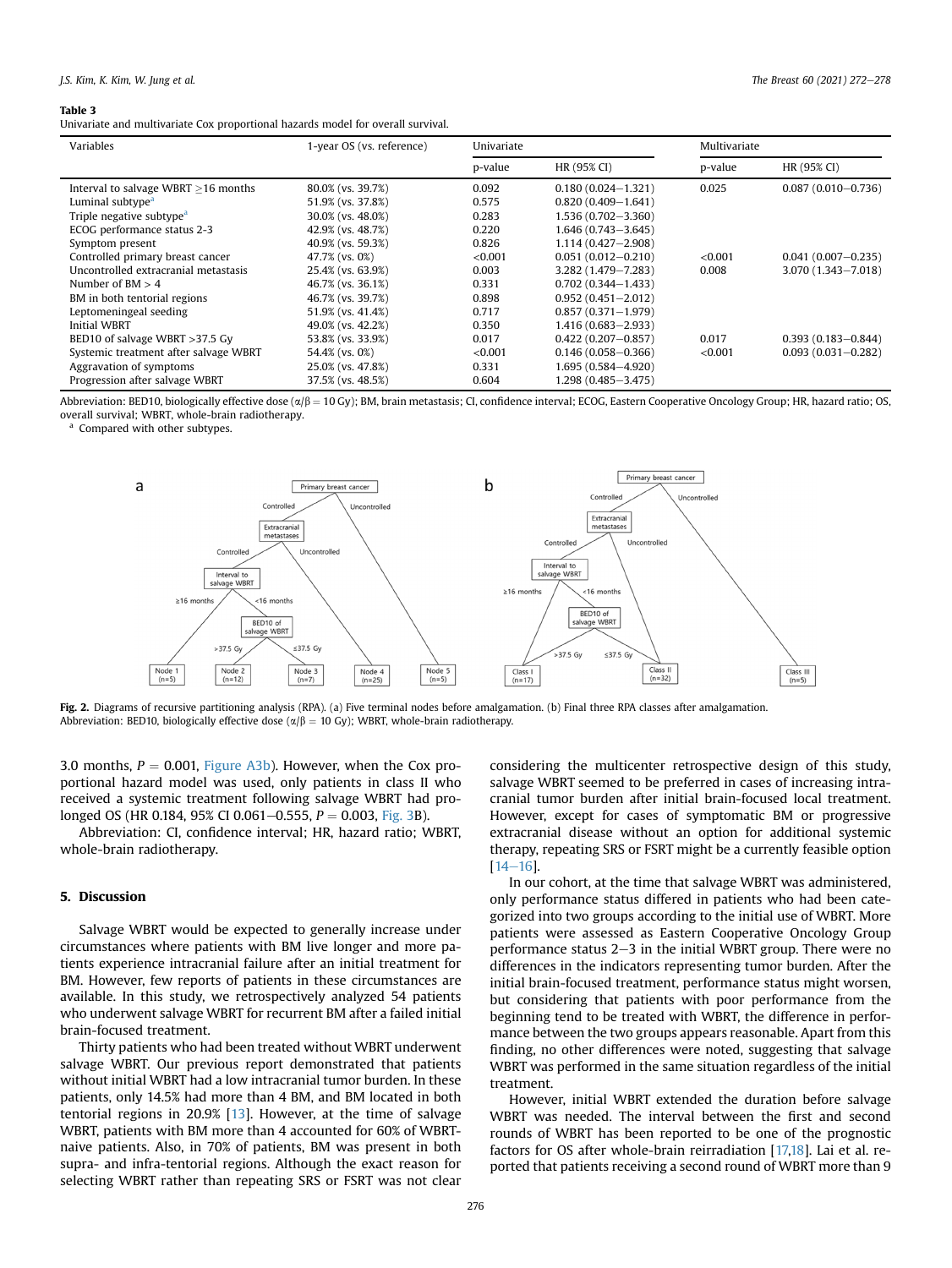**Table 3**
Univariate and multivariate Cox proportional hazards model for overall survival.

| Variables | 1-year OS (vs. reference) | Univariate | | Multivariate | |
|---|---|---|---|---|---|
| | | p-value | HR (95% CI) | p-value | HR (95% CI) |
| Interval to salvage WBRT ≥16 months | 80.0% (vs. 39.7%) | 0.092 | 0.180 (0.024–1.321) | 0.025 | 0.087 (0.010–0.736) |
| Luminal subtype[a] | 51.9% (vs. 37.8%) | 0.575 | 0.820 (0.409–1.641) | | |
| Triple negative subtype[a] | 30.0% (vs. 48.0%) | 0.283 | 1.536 (0.702–3.360) | | |
| ECOG performance status 2-3 | 42.9% (vs. 48.7%) | 0.220 | 1.646 (0.743–3.645) | | |
| Symptom present | 40.9% (vs. 59.3%) | 0.826 | 1.114 (0.427–2.908) | | |
| Controlled primary breast cancer | 47.7% (vs. 0%) | <0.001 | 0.051 (0.012–0.210) | <0.001 | 0.041 (0.007–0.235) |
| Uncontrolled extracranial metastasis | 25.4% (vs. 63.9%) | 0.003 | 3.282 (1.479–7.283) | 0.008 | 3.070 (1.343–7.018) |
| Number of BM > 4 | 46.7% (vs. 36.1%) | 0.331 | 0.702 (0.344–1.433) | | |
| BM in both tentorial regions | 46.7% (vs. 39.7%) | 0.898 | 0.952 (0.451–2.012) | | |
| Leptomeningeal seeding | 51.9% (vs. 41.4%) | 0.717 | 0.857 (0.371–1.979) | | |
| Initial WBRT | 49.0% (vs. 42.2%) | 0.350 | 1.416 (0.683–2.933) | | |
| BED10 of salvage WBRT >37.5 Gy | 53.8% (vs. 33.9%) | 0.017 | 0.422 (0.207–0.857) | 0.017 | 0.393 (0.183–0.844) |
| Systemic treatment after salvage WBRT | 54.4% (vs. 0%) | <0.001 | 0.146 (0.058–0.366) | <0.001 | 0.093 (0.031–0.282) |
| Aggravation of symptoms | 25.0% (vs. 47.8%) | 0.331 | 1.695 (0.584–4.920) | | |
| Progression after salvage WBRT | 37.5% (vs. 48.5%) | 0.604 | 1.298 (0.485–3.475) | | |

Abbreviation: BED10, biologically effective dose ($\alpha/\beta = 10$ Gy); BM, brain metastasis; CI, confidence interval; ECOG, Eastern Cooperative Oncology Group; HR, hazard ratio; OS, overall survival; WBRT, whole-brain radiotherapy.
[a] Compared with other subtypes.

**Fig. 2.** Diagrams of recursive partitioning analysis (RPA). (a) Five terminal nodes before amalgamation. (b) Final three RPA classes after amalgamation.
Abbreviation: BED10, biologically effective dose ($\alpha/\beta = 10$ Gy); WBRT, whole-brain radiotherapy.

3.0 months, $P = 0.001$, Figure A3b). However, when the Cox proportional hazard model was used, only patients in class II who received a systemic treatment following salvage WBRT had prolonged OS (HR 0.184, 95% CI 0.061–0.555, $P = 0.003$, Fig. 3B).

Abbreviation: CI, confidence interval; HR, hazard ratio; WBRT, whole-brain radiotherapy.

## 5. Discussion

Salvage WBRT would be expected to generally increase under circumstances where patients with BM live longer and more patients experience intracranial failure after an initial treatment for BM. However, few reports of patients in these circumstances are available. In this study, we retrospectively analyzed 54 patients who underwent salvage WBRT for recurrent BM after a failed initial brain-focused treatment.

Thirty patients who had been treated without WBRT underwent salvage WBRT. Our previous report demonstrated that patients without initial WBRT had a low intracranial tumor burden. In these patients, only 14.5% had more than 4 BM, and BM located in both tentorial regions in 20.9% [13]. However, at the time of salvage WBRT, patients with BM more than 4 accounted for 60% of WBRT-naive patients. Also, in 70% of patients, BM was present in both supra- and infra-tentorial regions. Although the exact reason for selecting WBRT rather than repeating SRS or FSRT was not clear considering the multicenter retrospective design of this study, salvage WBRT seemed to be preferred in cases of increasing intracranial tumor burden after initial brain-focused local treatment. However, except for cases of symptomatic BM or progressive extracranial disease without an option for additional systemic therapy, repeating SRS or FSRT might be a currently feasible option [14–16].

In our cohort, at the time that salvage WBRT was administered, only performance status differed in patients who had been categorized into two groups according to the initial use of WBRT. More patients were assessed as Eastern Cooperative Oncology Group performance status 2–3 in the initial WBRT group. There were no differences in the indicators representing tumor burden. After the initial brain-focused treatment, performance status might worsen, but considering that patients with poor performance from the beginning tend to be treated with WBRT, the difference in performance between the two groups appears reasonable. Apart from this finding, no other differences were noted, suggesting that salvage WBRT was performed in the same situation regardless of the initial treatment.

However, initial WBRT extended the duration before salvage WBRT was needed. The interval between the first and second rounds of WBRT has been reported to be one of the prognostic factors for OS after whole-brain reirradiation [17,18]. Lai et al. reported that patients receiving a second round of WBRT more than 9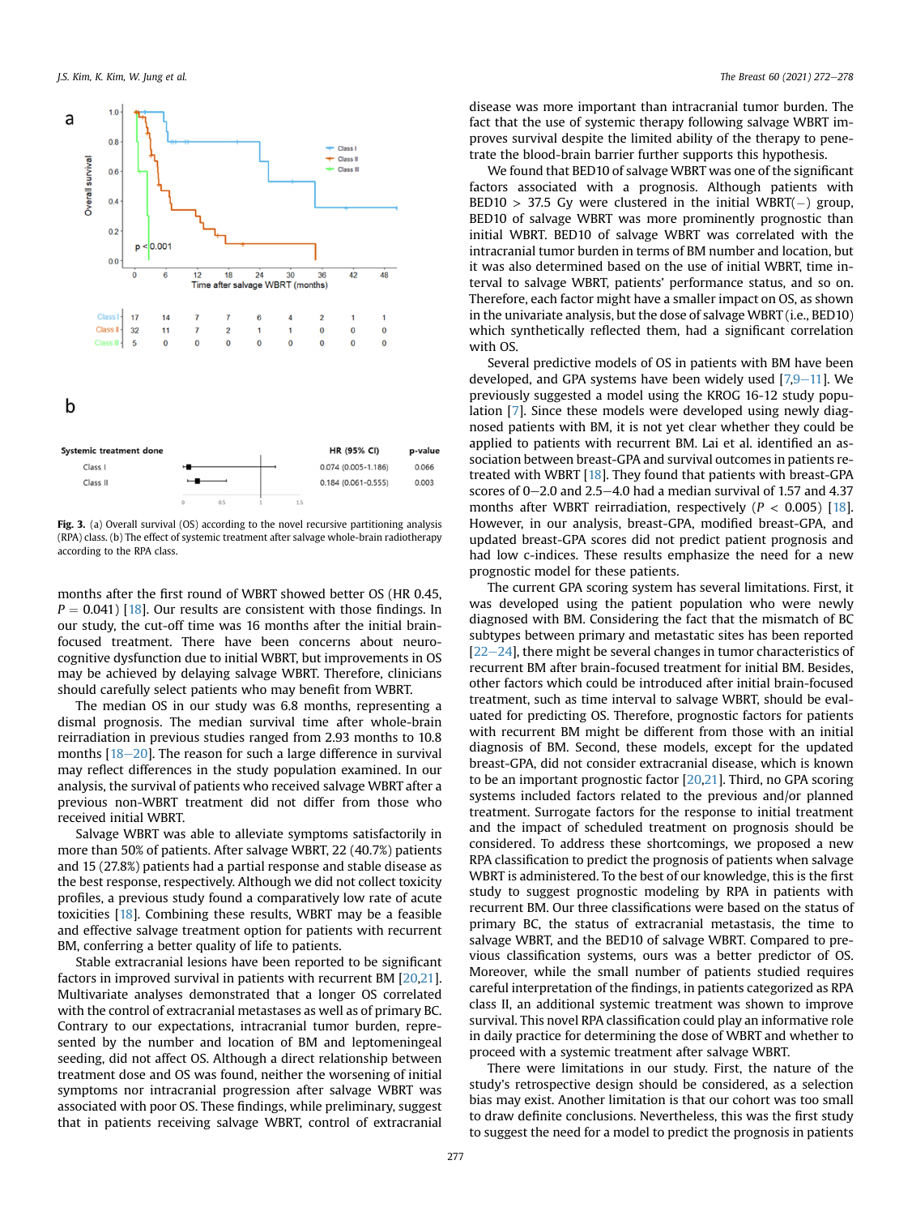Fig. 3. (a) Overall survival (OS) according to the novel recursive partitioning analysis (RPA) class. (b) The effect of systemic treatment after salvage whole-brain radiotherapy according to the RPA class.

months after the first round of WBRT showed better OS (HR 0.45, $P = 0.041$) [18]. Our results are consistent with those findings. In our study, the cut-off time was 16 months after the initial brain-focused treatment. There have been concerns about neurocognitive dysfunction due to initial WBRT, but improvements in OS may be achieved by delaying salvage WBRT. Therefore, clinicians should carefully select patients who may benefit from WBRT.

The median OS in our study was 6.8 months, representing a dismal prognosis. The median survival time after whole-brain reirradiation in previous studies ranged from 2.93 months to 10.8 months [18–20]. The reason for such a large difference in survival may reflect differences in the study population examined. In our analysis, the survival of patients who received salvage WBRT after a previous non-WBRT treatment did not differ from those who received initial WBRT.

Salvage WBRT was able to alleviate symptoms satisfactorily in more than 50% of patients. After salvage WBRT, 22 (40.7%) patients and 15 (27.8%) patients had a partial response and stable disease as the best response, respectively. Although we did not collect toxicity profiles, a previous study found a comparatively low rate of acute toxicities [18]. Combining these results, WBRT may be a feasible and effective salvage treatment option for patients with recurrent BM, conferring a better quality of life to patients.

Stable extracranial lesions have been reported to be significant factors in improved survival in patients with recurrent BM [20,21]. Multivariate analyses demonstrated that a longer OS correlated with the control of extracranial metastases as well as of primary BC. Contrary to our expectations, intracranial tumor burden, represented by the number and location of BM and leptomeningeal seeding, did not affect OS. Although a direct relationship between treatment dose and OS was found, neither the worsening of initial symptoms nor intracranial progression after salvage WBRT was associated with poor OS. These findings, while preliminary, suggest that in patients receiving salvage WBRT, control of extracranial disease was more important than intracranial tumor burden. The fact that the use of systemic therapy following salvage WBRT improves survival despite the limited ability of the therapy to penetrate the blood-brain barrier further supports this hypothesis.

We found that BED10 of salvage WBRT was one of the significant factors associated with a prognosis. Although patients with BED10 > 37.5 Gy were clustered in the initial WBRT(−) group, BED10 of salvage WBRT was more prominently prognostic than initial WBRT. BED10 of salvage WBRT was correlated with the intracranial tumor burden in terms of BM number and location, but it was also determined based on the use of initial WBRT, time interval to salvage WBRT, patients' performance status, and so on. Therefore, each factor might have a smaller impact on OS, as shown in the univariate analysis, but the dose of salvage WBRT (i.e., BED10) which synthetically reflected them, had a significant correlation with OS.

Several predictive models of OS in patients with BM have been developed, and GPA systems have been widely used [7,9–11]. We previously suggested a model using the KROG 16-12 study population [7]. Since these models were developed using newly diagnosed patients with BM, it is not yet clear whether they could be applied to patients with recurrent BM. Lai et al. identified an association between breast-GPA and survival outcomes in patients re-treated with WBRT [18]. They found that patients with breast-GPA scores of 0–2.0 and 2.5–4.0 had a median survival of 1.57 and 4.37 months after WBRT reirradiation, respectively ($P < 0.005$) [18]. However, in our analysis, breast-GPA, modified breast-GPA, and updated breast-GPA scores did not predict patient prognosis and had low c-indices. These results emphasize the need for a new prognostic model for these patients.

The current GPA scoring system has several limitations. First, it was developed using the patient population who were newly diagnosed with BM. Considering the fact that the mismatch of BC subtypes between primary and metastatic sites has been reported [22–24], there might be several changes in tumor characteristics of recurrent BM after brain-focused treatment for initial BM. Besides, other factors which could be introduced after initial brain-focused treatment, such as time interval to salvage WBRT, should be evaluated for predicting OS. Therefore, prognostic factors for patients with recurrent BM might be different from those with an initial diagnosis of BM. Second, these models, except for the updated breast-GPA, did not consider extracranial disease, which is known to be an important prognostic factor [20,21]. Third, no GPA scoring systems included factors related to the previous and/or planned treatment. Surrogate factors for the response to initial treatment and the impact of scheduled treatment on prognosis should be considered. To address these shortcomings, we proposed a new RPA classification to predict the prognosis of patients when salvage WBRT is administered. To the best of our knowledge, this is the first study to suggest prognostic modeling by RPA in patients with recurrent BM. Our three classifications were based on the status of primary BC, the status of extracranial metastasis, the time to salvage WBRT, and the BED10 of salvage WBRT. Compared to previous classification systems, ours was a better predictor of OS. Moreover, while the small number of patients studied requires careful interpretation of the findings, in patients categorized as RPA class II, an additional systemic treatment was shown to improve survival. This novel RPA classification could play an informative role in daily practice for determining the dose of WBRT and whether to proceed with a systemic treatment after salvage WBRT.

There were limitations in our study. First, the nature of the study's retrospective design should be considered, as a selection bias may exist. Another limitation is that our cohort was too small to draw definite conclusions. Nevertheless, this was the first study to suggest the need for a model to predict the prognosis in patients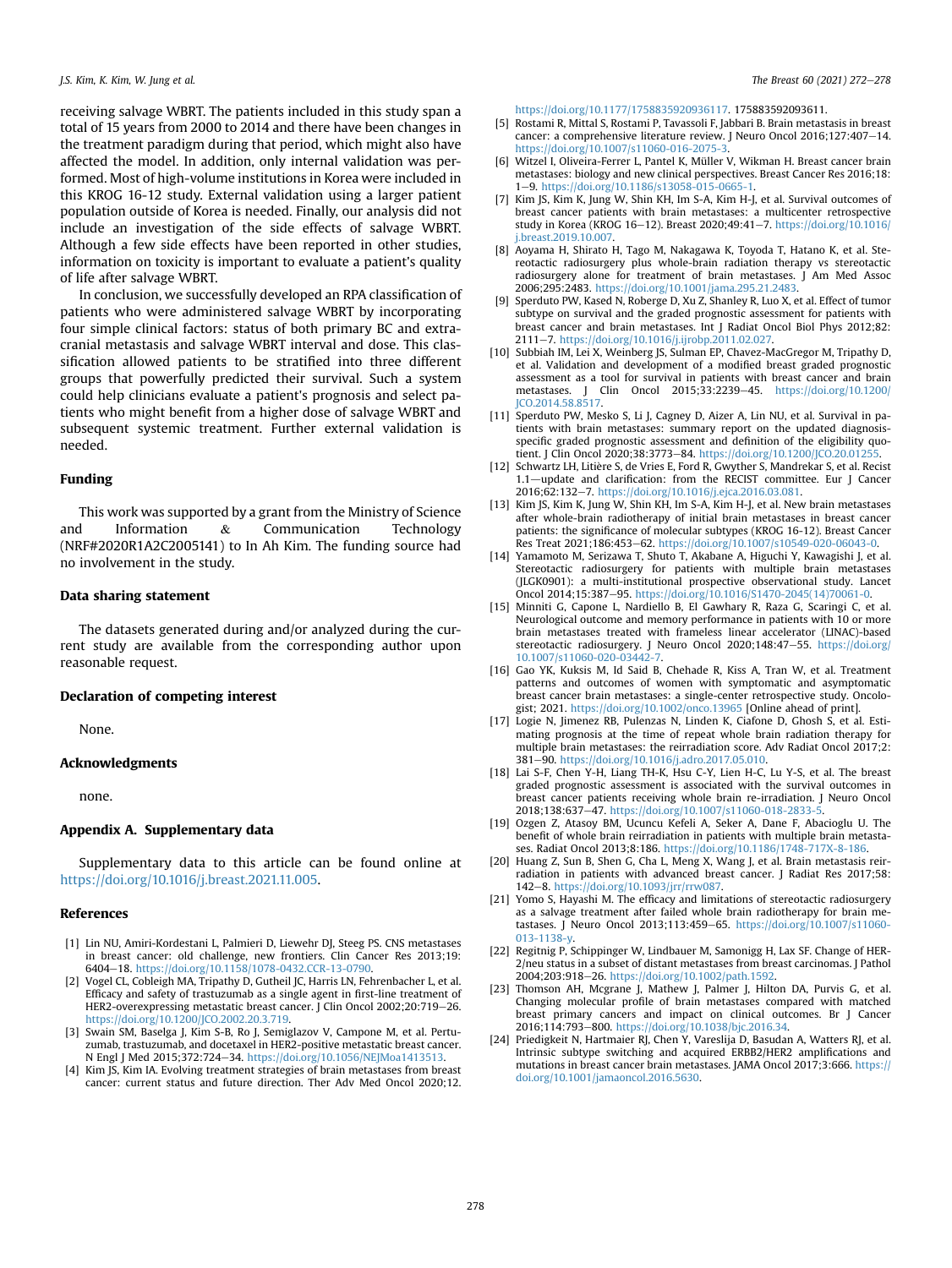receiving salvage WBRT. The patients included in this study span a total of 15 years from 2000 to 2014 and there have been changes in the treatment paradigm during that period, which might also have affected the model. In addition, only internal validation was performed. Most of high-volume institutions in Korea were included in this KROG 16-12 study. External validation using a larger patient population outside of Korea is needed. Finally, our analysis did not include an investigation of the side effects of salvage WBRT. Although a few side effects have been reported in other studies, information on toxicity is important to evaluate a patient's quality of life after salvage WBRT.

In conclusion, we successfully developed an RPA classification of patients who were administered salvage WBRT by incorporating four simple clinical factors: status of both primary BC and extracranial metastasis and salvage WBRT interval and dose. This classification allowed patients to be stratified into three different groups that powerfully predicted their survival. Such a system could help clinicians evaluate a patient's prognosis and select patients who might benefit from a higher dose of salvage WBRT and subsequent systemic treatment. Further external validation is needed.

## Funding

This work was supported by a grant from the Ministry of Science and Information & Communication Technology (NRF#2020R1A2C2005141) to In Ah Kim. The funding source had no involvement in the study.

## Data sharing statement

The datasets generated during and/or analyzed during the current study are available from the corresponding author upon reasonable request.

## Declaration of competing interest

None.

## Acknowledgments

none.

## Appendix A. Supplementary data

Supplementary data to this article can be found online at https://doi.org/10.1016/j.breast.2021.11.005.

## References

[1] Lin NU, Amiri-Kordestani L, Palmieri D, Liewehr DJ, Steeg PS. CNS metastases in breast cancer: old challenge, new frontiers. Clin Cancer Res 2013;19: 6404–18. https://doi.org/10.1158/1078-0432.CCR-13-0790.

[2] Vogel CL, Cobleigh MA, Tripathy D, Gutheil JC, Harris LN, Fehrenbacher L, et al. Efficacy and safety of trastuzumab as a single agent in first-line treatment of HER2-overexpressing metastatic breast cancer. J Clin Oncol 2002;20:719–26. https://doi.org/10.1200/JCO.2002.20.3.719.

[3] Swain SM, Baselga J, Kim S-B, Ro J, Semiglazov V, Campone M, et al. Pertuzumab, trastuzumab, and docetaxel in HER2-positive metastatic breast cancer. N Engl J Med 2015;372:724–34. https://doi.org/10.1056/NEJMoa1413513.

[4] Kim JS, Kim IA. Evolving treatment strategies of brain metastases from breast cancer: current status and future direction. Ther Adv Med Oncol 2020;12. https://doi.org/10.1177/1758835920936117. 175883592093611.

[5] Rostami R, Mittal S, Rostami P, Tavassoli F, Jabbari B. Brain metastasis in breast cancer: a comprehensive literature review. J Neuro Oncol 2016;127:407–14. https://doi.org/10.1007/s11060-016-2075-3.

[6] Witzel I, Oliveira-Ferrer L, Pantel K, Müller V, Wikman H. Breast cancer brain metastases: biology and new clinical perspectives. Breast Cancer Res 2016;18: 1–9. https://doi.org/10.1186/s13058-015-0665-1.

[7] Kim JS, Kim K, Jung W, Shin KH, Im S-A, Kim H-J, et al. Survival outcomes of breast cancer patients with brain metastases: a multicenter retrospective study in Korea (KROG 16–12). Breast 2020;49:41–7. https://doi.org/10.1016/j.breast.2019.10.007.

[8] Aoyama H, Shirato H, Tago M, Nakagawa K, Toyoda T, Hatano K, et al. Stereotactic radiosurgery plus whole-brain radiation therapy vs stereotactic radiosurgery alone for treatment of brain metastases. J Am Med Assoc 2006;295:2483. https://doi.org/10.1001/jama.295.21.2483.

[9] Sperduto PW, Kased N, Roberge D, Xu Z, Shanley R, Luo X, et al. Effect of tumor subtype on survival and the graded prognostic assessment for patients with breast cancer and brain metastases. Int J Radiat Oncol Biol Phys 2012;82: 2111–7. https://doi.org/10.1016/j.ijrobp.2011.02.027.

[10] Subbiah IM, Lei X, Weinberg JS, Sulman EP, Chavez-MacGregor M, Tripathy D, et al. Validation and development of a modified breast graded prognostic assessment as a tool for survival in patients with breast cancer and brain metastases. J Clin Oncol 2015;33:2239–45. https://doi.org/10.1200/JCO.2014.58.8517.

[11] Sperduto PW, Mesko S, Li J, Cagney D, Aizer A, Lin NU, et al. Survival in patients with brain metastases: summary report on the updated diagnosis-specific graded prognostic assessment and definition of the eligibility quotient. J Clin Oncol 2020;38:3773–84. https://doi.org/10.1200/JCO.20.01255.

[12] Schwartz LH, Litière S, de Vries E, Ford R, Gwyther S, Mandrekar S, et al. Recist 1.1—update and clarification: from the RECIST committee. Eur J Cancer 2016;62:132–7. https://doi.org/10.1016/j.ejca.2016.03.081.

[13] Kim JS, Kim K, Jung W, Shin KH, Im S-A, Kim H-J, et al. New brain metastases after whole-brain radiotherapy of initial brain metastases in breast cancer patients: the significance of molecular subtypes (KROG 16-12). Breast Cancer Res Treat 2021;186:453–62. https://doi.org/10.1007/s10549-020-06043-0.

[14] Yamamoto M, Serizawa T, Shuto T, Akabane A, Higuchi Y, Kawagishi J, et al. Stereotactic radiosurgery for patients with multiple brain metastases (JLGK0901): a multi-institutional prospective observational study. Lancet Oncol 2014;15:387–95. https://doi.org/10.1016/S1470-2045(14)70061-0.

[15] Minniti G, Capone L, Nardiello B, El Gawhary R, Raza G, Scaringi C, et al. Neurological outcome and memory performance in patients with 10 or more brain metastases treated with frameless linear accelerator (LINAC)-based stereotactic radiosurgery. J Neuro Oncol 2020;148:47–55. https://doi.org/10.1007/s11060-020-03442-7.

[16] Gao YK, Kuksis M, Id Said B, Chehade R, Kiss A, Tran W, et al. Treatment patterns and outcomes of women with symptomatic and asymptomatic breast cancer brain metastases: a single-center retrospective study. Oncologist; 2021. https://doi.org/10.1002/onco.13965 [Online ahead of print].

[17] Logie N, Jimenez RB, Pulenzas N, Linden K, Ciafone D, Ghosh S, et al. Estimating prognosis at the time of repeat whole brain radiation therapy for multiple brain metastases: the reirradiation score. Adv Radiat Oncol 2017;2: 381–90. https://doi.org/10.1016/j.adro.2017.05.010.

[18] Lai S-F, Chen Y-H, Liang TH-K, Hsu C-Y, Lien H-C, Lu Y-S, et al. The breast graded prognostic assessment is associated with the survival outcomes in breast cancer patients receiving whole brain re-irradiation. J Neuro Oncol 2018;138:637–47. https://doi.org/10.1007/s11060-018-2833-5.

[19] Ozgen Z, Atasoy BM, Ucuncu Kefeli A, Seker A, Dane F, Abacioglu U. The benefit of whole brain reirradiation in patients with multiple brain metastases. Radiat Oncol 2013;8:186. https://doi.org/10.1186/1748-717X-8-186.

[20] Huang Z, Sun B, Shen G, Cha L, Meng X, Wang J, et al. Brain metastasis reirradiation in patients with advanced breast cancer. J Radiat Res 2017;58: 142–8. https://doi.org/10.1093/jrr/rrw087.

[21] Yomo S, Hayashi M. The efficacy and limitations of stereotactic radiosurgery as a salvage treatment after failed whole brain radiotherapy for brain metastases. J Neuro Oncol 2013;113:459–65. https://doi.org/10.1007/s11060-013-1138-y.

[22] Regitnig P, Schippinger W, Lindbauer M, Samonigg H, Lax SF. Change of HER-2/neu status in a subset of distant metastases from breast carcinomas. J Pathol 2004;203:918–26. https://doi.org/10.1002/path.1592.

[23] Thomson AH, Mcgrane J, Mathew J, Palmer J, Hilton DA, Purvis G, et al. Changing molecular profile of brain metastases compared with matched breast primary cancers and impact on clinical outcomes. Br J Cancer 2016;114:793–800. https://doi.org/10.1038/bjc.2016.34.

[24] Priedigkeit N, Hartmaier RJ, Chen Y, Vareslija D, Basudan A, Watters RJ, et al. Intrinsic subtype switching and acquired ERBB2/HER2 amplifications and mutations in breast cancer brain metastases. JAMA Oncol 2017;3:666. https://doi.org/10.1001/jamaoncol.2016.5630.